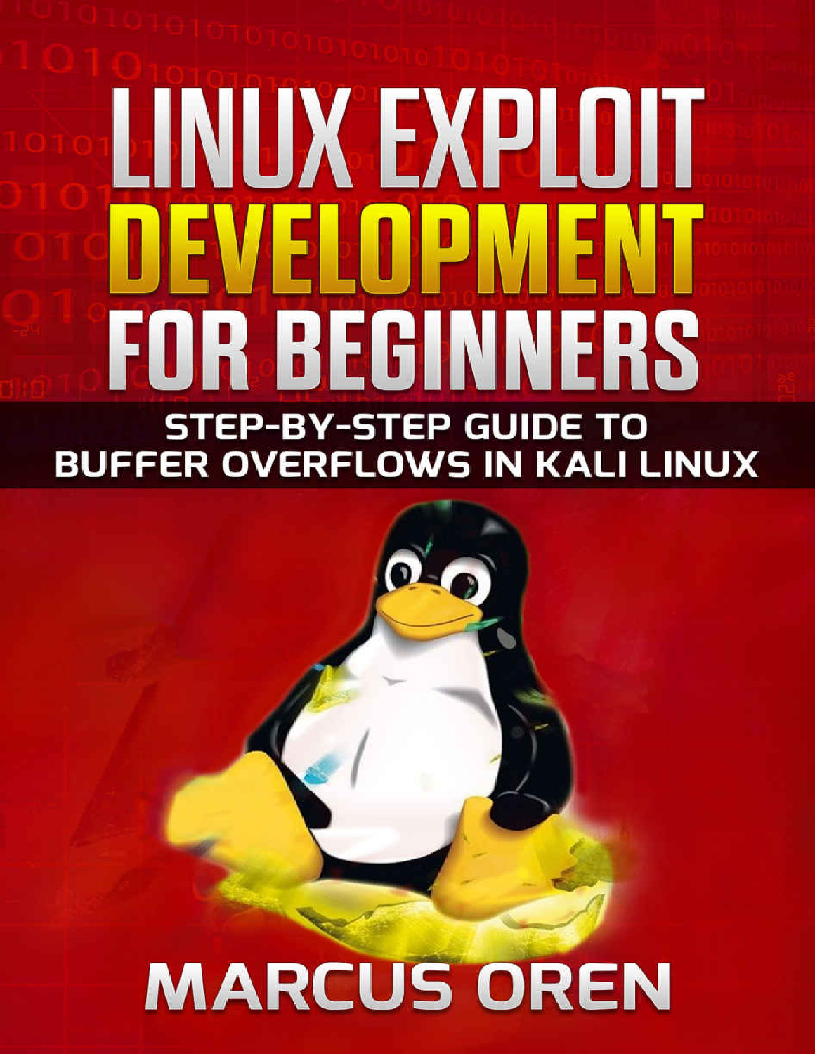# LINUX EXPLOIT DEVELOPMENT FOR BEGINNERS

## STEP-BY-STEP GUIDE TO BUFFER OVERFLOWS IN KALI LINUX

MARCUS OREN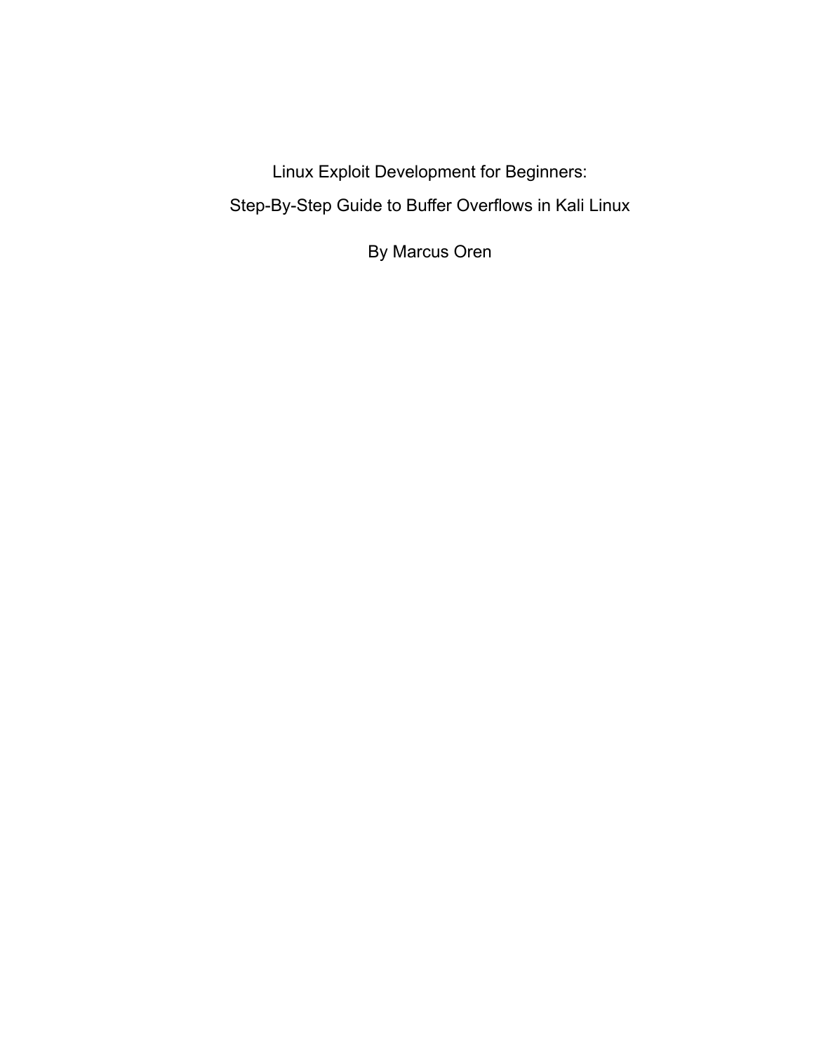# Linux Exploit Development for Beginners:

## Step-By-Step Guide to Buffer Overflows in Kali Linux

By Marcus Oren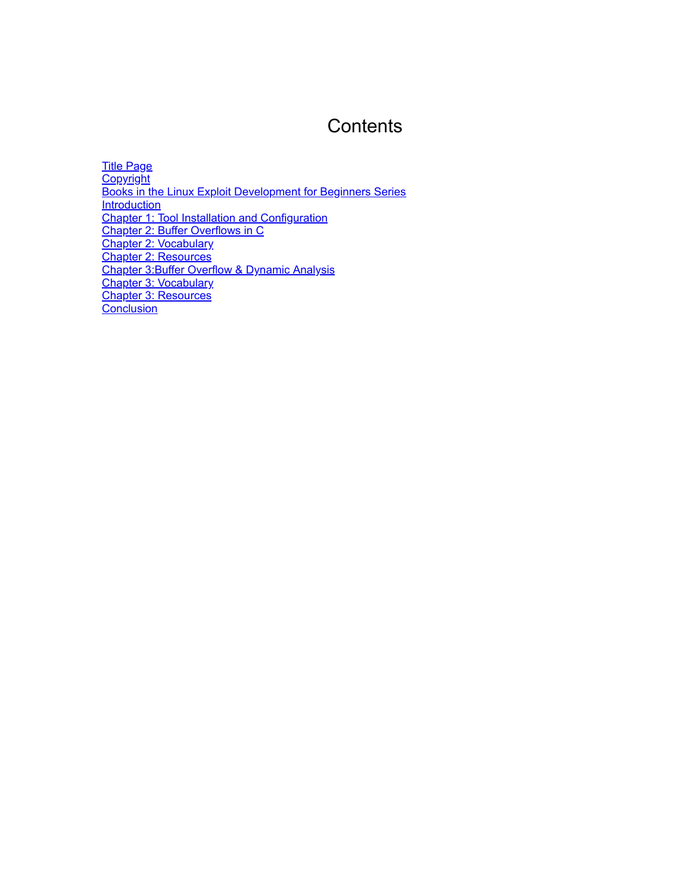# Contents

Title Page
Copyright
Books in the Linux Exploit Development for Beginners Series
Introduction
Chapter 1: Tool Installation and Configuration
Chapter 2: Buffer Overflows in C
Chapter 2: Vocabulary
Chapter 2: Resources
Chapter 3:Buffer Overflow & Dynamic Analysis
Chapter 3: Vocabulary
Chapter 3: Resources
Conclusion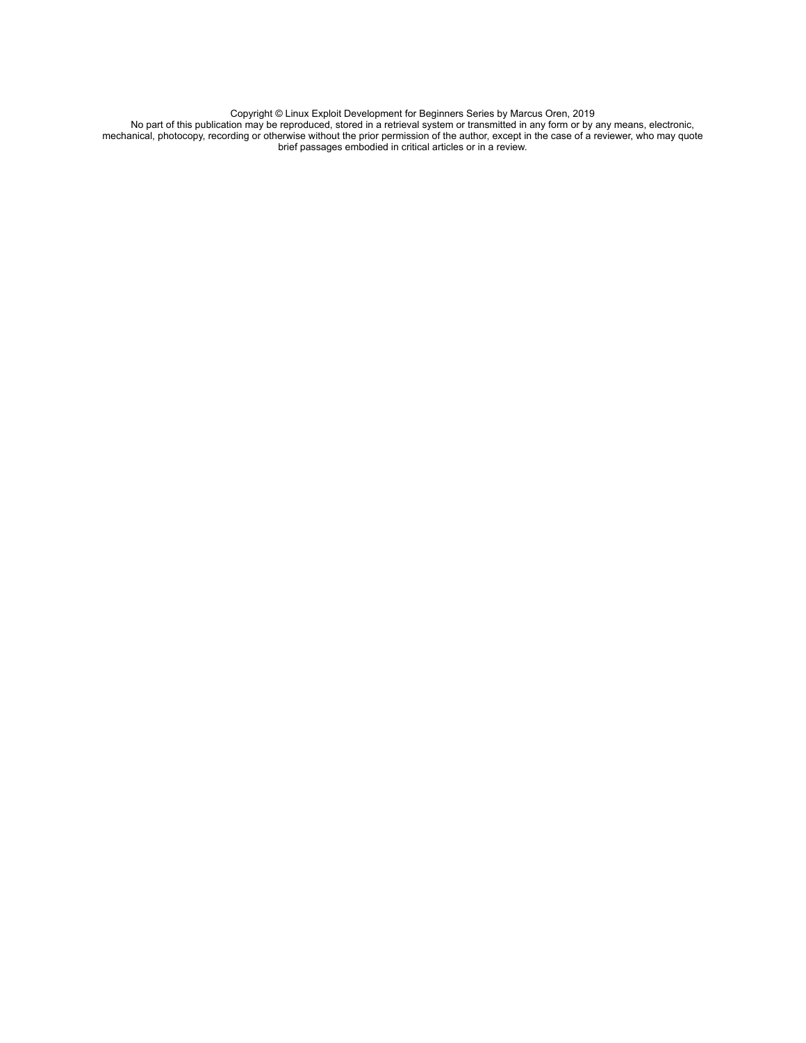Copyright © Linux Exploit Development for Beginners Series by Marcus Oren, 2019

No part of this publication may be reproduced, stored in a retrieval system or transmitted in any form or by any means, electronic, mechanical, photocopy, recording or otherwise without the prior permission of the author, except in the case of a reviewer, who may quote brief passages embodied in critical articles or in a review.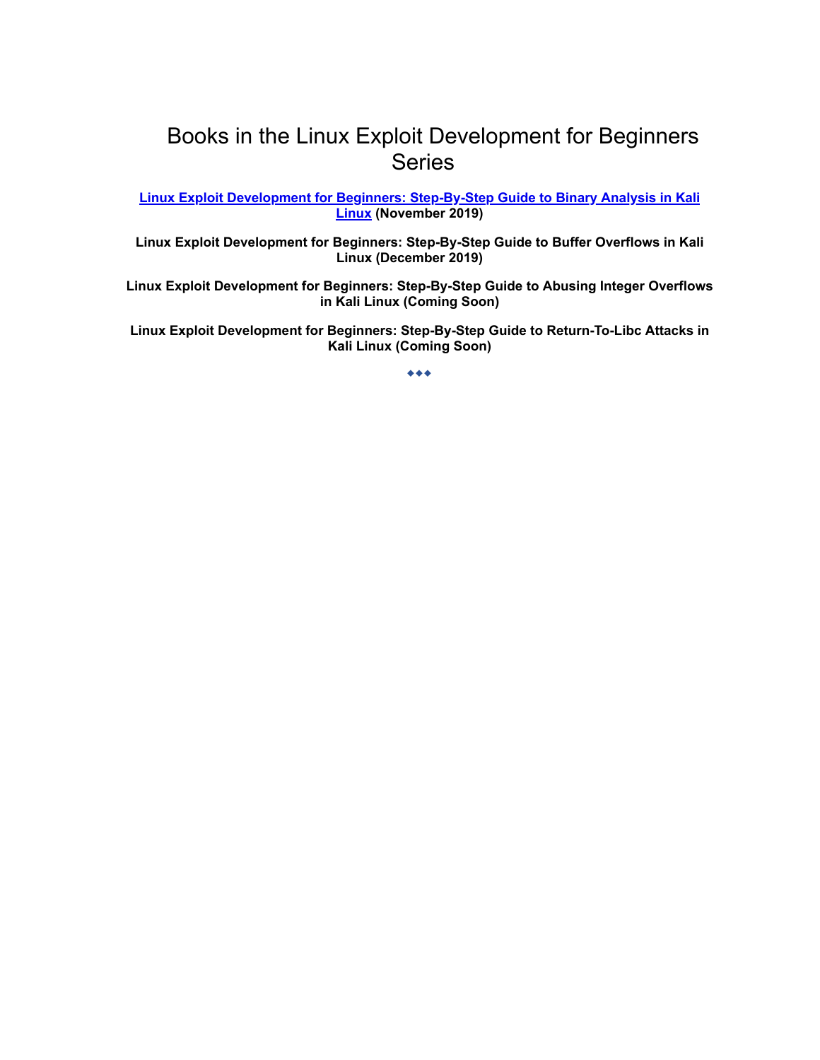# Books in the Linux Exploit Development for Beginners Series

**Linux Exploit Development for Beginners: Step-By-Step Guide to Binary Analysis in Kali Linux (November 2019)**

**Linux Exploit Development for Beginners: Step-By-Step Guide to Buffer Overflows in Kali Linux (December 2019)**

**Linux Exploit Development for Beginners: Step-By-Step Guide to Abusing Integer Overflows in Kali Linux (Coming Soon)**

**Linux Exploit Development for Beginners: Step-By-Step Guide to Return-To-Libc Attacks in Kali Linux (Coming Soon)**

◆◆◆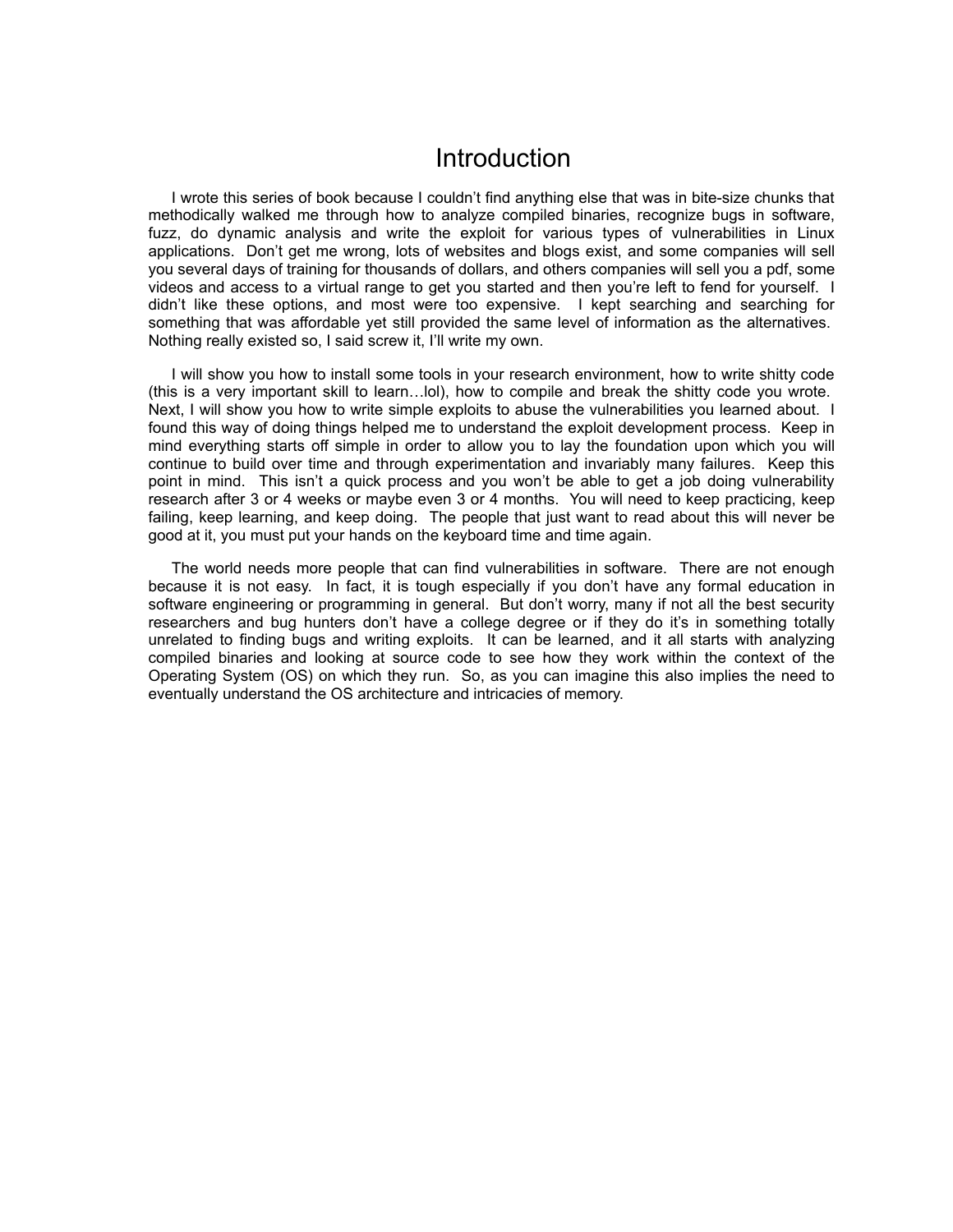# Introduction

I wrote this series of book because I couldn't find anything else that was in bite-size chunks that methodically walked me through how to analyze compiled binaries, recognize bugs in software, fuzz, do dynamic analysis and write the exploit for various types of vulnerabilities in Linux applications. Don't get me wrong, lots of websites and blogs exist, and some companies will sell you several days of training for thousands of dollars, and others companies will sell you a pdf, some videos and access to a virtual range to get you started and then you're left to fend for yourself. I didn't like these options, and most were too expensive. I kept searching and searching for something that was affordable yet still provided the same level of information as the alternatives. Nothing really existed so, I said screw it, I'll write my own.

I will show you how to install some tools in your research environment, how to write shitty code (this is a very important skill to learn…lol), how to compile and break the shitty code you wrote. Next, I will show you how to write simple exploits to abuse the vulnerabilities you learned about. I found this way of doing things helped me to understand the exploit development process. Keep in mind everything starts off simple in order to allow you to lay the foundation upon which you will continue to build over time and through experimentation and invariably many failures. Keep this point in mind. This isn't a quick process and you won't be able to get a job doing vulnerability research after 3 or 4 weeks or maybe even 3 or 4 months. You will need to keep practicing, keep failing, keep learning, and keep doing. The people that just want to read about this will never be good at it, you must put your hands on the keyboard time and time again.

The world needs more people that can find vulnerabilities in software. There are not enough because it is not easy. In fact, it is tough especially if you don't have any formal education in software engineering or programming in general. But don't worry, many if not all the best security researchers and bug hunters don't have a college degree or if they do it's in something totally unrelated to finding bugs and writing exploits. It can be learned, and it all starts with analyzing compiled binaries and looking at source code to see how they work within the context of the Operating System (OS) on which they run. So, as you can imagine this also implies the need to eventually understand the OS architecture and intricacies of memory.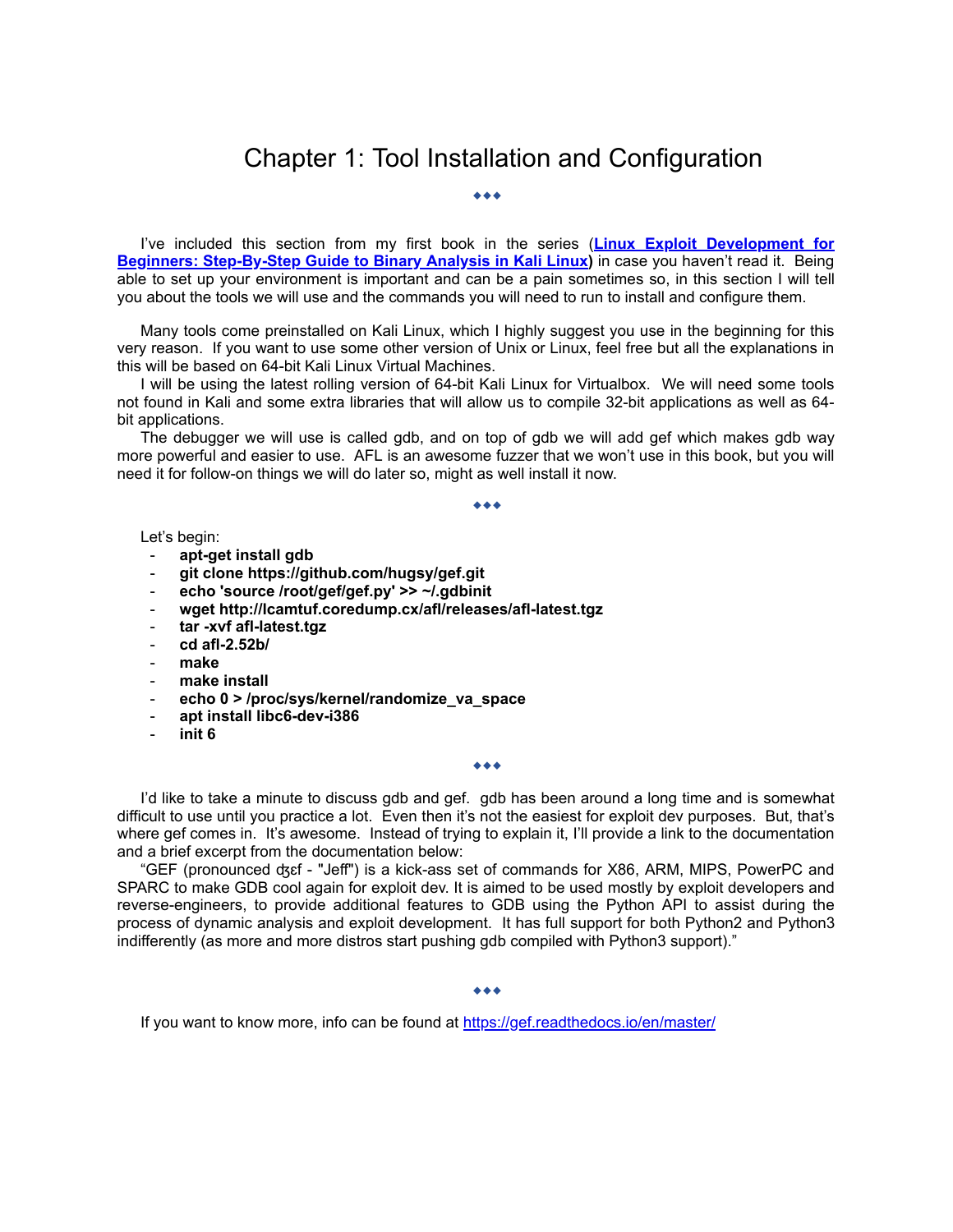# Chapter 1: Tool Installation and Configuration

◆◆◆

I've included this section from my first book in the series (**Linux Exploit Development for Beginners: Step-By-Step Guide to Binary Analysis in Kali Linux**) in case you haven't read it. Being able to set up your environment is important and can be a pain sometimes so, in this section I will tell you about the tools we will use and the commands you will need to run to install and configure them.

Many tools come preinstalled on Kali Linux, which I highly suggest you use in the beginning for this very reason. If you want to use some other version of Unix or Linux, feel free but all the explanations in this will be based on 64-bit Kali Linux Virtual Machines.

I will be using the latest rolling version of 64-bit Kali Linux for Virtualbox. We will need some tools not found in Kali and some extra libraries that will allow us to compile 32-bit applications as well as 64-bit applications.

The debugger we will use is called gdb, and on top of gdb we will add gef which makes gdb way more powerful and easier to use. AFL is an awesome fuzzer that we won't use in this book, but you will need it for follow-on things we will do later so, might as well install it now.

◆◆◆

Let's begin:

- **apt-get install gdb**
- **git clone https://github.com/hugsy/gef.git**
- **echo 'source /root/gef/gef.py' >> ~/.gdbinit**
- **wget http://lcamtuf.coredump.cx/afl/releases/afl-latest.tgz**
- **tar -xvf afl-latest.tgz**
- **cd afl-2.52b/**
- **make**
- **make install**
- **echo 0 > /proc/sys/kernel/randomize_va_space**
- **apt install libc6-dev-i386**
- **init 6**

◆◆◆

I'd like to take a minute to discuss gdb and gef. gdb has been around a long time and is somewhat difficult to use until you practice a lot. Even then it's not the easiest for exploit dev purposes. But, that's where gef comes in. It's awesome. Instead of trying to explain it, I'll provide a link to the documentation and a brief excerpt from the documentation below:

"GEF (pronounced ʤɛf - "Jeff") is a kick-ass set of commands for X86, ARM, MIPS, PowerPC and SPARC to make GDB cool again for exploit dev. It is aimed to be used mostly by exploit developers and reverse-engineers, to provide additional features to GDB using the Python API to assist during the process of dynamic analysis and exploit development. It has full support for both Python2 and Python3 indifferently (as more and more distros start pushing gdb compiled with Python3 support)."

◆◆◆

If you want to know more, info can be found at https://gef.readthedocs.io/en/master/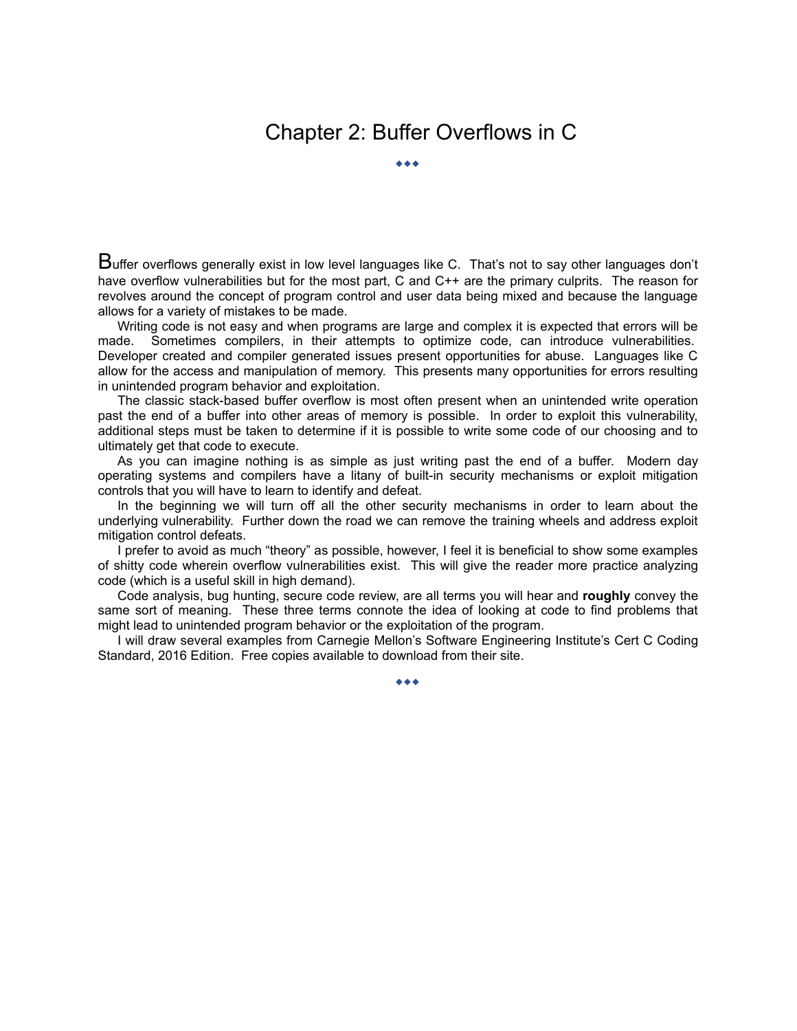# Chapter 2: Buffer Overflows in C

◆◆◆

Buffer overflows generally exist in low level languages like C. That's not to say other languages don't have overflow vulnerabilities but for the most part, C and C++ are the primary culprits. The reason for revolves around the concept of program control and user data being mixed and because the language allows for a variety of mistakes to be made.

Writing code is not easy and when programs are large and complex it is expected that errors will be made. Sometimes compilers, in their attempts to optimize code, can introduce vulnerabilities. Developer created and compiler generated issues present opportunities for abuse. Languages like C allow for the access and manipulation of memory. This presents many opportunities for errors resulting in unintended program behavior and exploitation.

The classic stack-based buffer overflow is most often present when an unintended write operation past the end of a buffer into other areas of memory is possible. In order to exploit this vulnerability, additional steps must be taken to determine if it is possible to write some code of our choosing and to ultimately get that code to execute.

As you can imagine nothing is as simple as just writing past the end of a buffer. Modern day operating systems and compilers have a litany of built-in security mechanisms or exploit mitigation controls that you will have to learn to identify and defeat.

In the beginning we will turn off all the other security mechanisms in order to learn about the underlying vulnerability. Further down the road we can remove the training wheels and address exploit mitigation control defeats.

I prefer to avoid as much "theory" as possible, however, I feel it is beneficial to show some examples of shitty code wherein overflow vulnerabilities exist. This will give the reader more practice analyzing code (which is a useful skill in high demand).

Code analysis, bug hunting, secure code review, are all terms you will hear and **roughly** convey the same sort of meaning. These three terms connote the idea of looking at code to find problems that might lead to unintended program behavior or the exploitation of the program.

I will draw several examples from Carnegie Mellon's Software Engineering Institute's Cert C Coding Standard, 2016 Edition. Free copies available to download from their site.

◆◆◆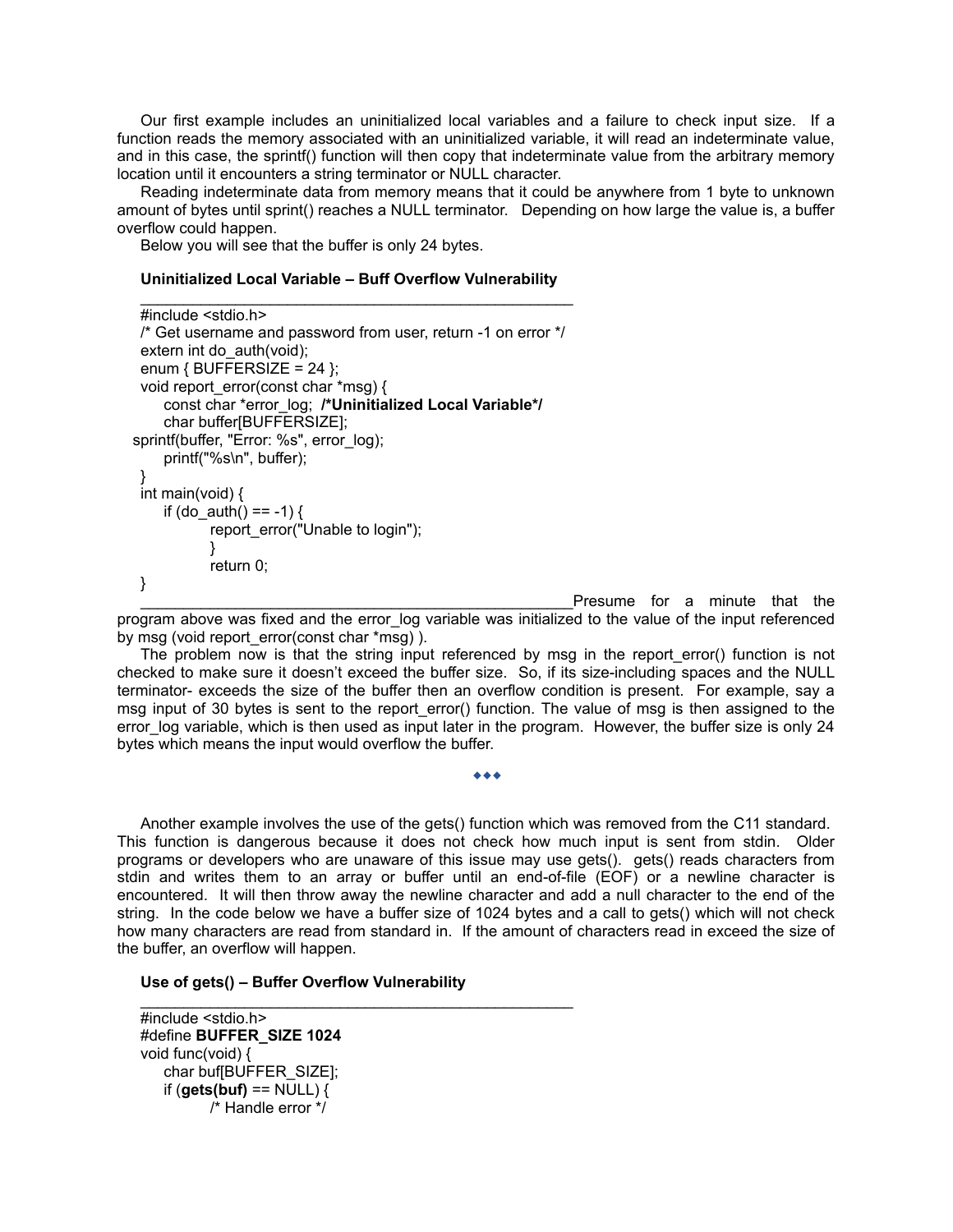Our first example includes an uninitialized local variables and a failure to check input size. If a function reads the memory associated with an uninitialized variable, it will read an indeterminate value, and in this case, the sprintf() function will then copy that indeterminate value from the arbitrary memory location until it encounters a string terminator or NULL character.

Reading indeterminate data from memory means that it could be anywhere from 1 byte to unknown amount of bytes until sprint() reaches a NULL terminator. Depending on how large the value is, a buffer overflow could happen.

Below you will see that the buffer is only 24 bytes.

**Uninitialized Local Variable – Buff Overflow Vulnerability**

```
#include <stdio.h>
/* Get username and password from user, return -1 on error */
extern int do_auth(void);
enum { BUFFERSIZE = 24 };
void report_error(const char *msg) {
    const char *error_log;  /*Uninitialized Local Variable*/
    char buffer[BUFFERSIZE];
sprintf(buffer, "Error: %s", error_log);
    printf("%s\n", buffer);
}
int main(void) {
    if (do_auth() == -1) {
            report_error("Unable to login");
            }
            return 0;
}
```

Presume for a minute that the program above was fixed and the error_log variable was initialized to the value of the input referenced by msg (void report_error(const char *msg) ).

The problem now is that the string input referenced by msg in the report_error() function is not checked to make sure it doesn't exceed the buffer size. So, if its size-including spaces and the NULL terminator- exceeds the size of the buffer then an overflow condition is present. For example, say a msg input of 30 bytes is sent to the report_error() function. The value of msg is then assigned to the error_log variable, which is then used as input later in the program. However, the buffer size is only 24 bytes which means the input would overflow the buffer.

◆◆◆

Another example involves the use of the gets() function which was removed from the C11 standard. This function is dangerous because it does not check how much input is sent from stdin. Older programs or developers who are unaware of this issue may use gets(). gets() reads characters from stdin and writes them to an array or buffer until an end-of-file (EOF) or a newline character is encountered. It will then throw away the newline character and add a null character to the end of the string. In the code below we have a buffer size of 1024 bytes and a call to gets() which will not check how many characters are read from standard in. If the amount of characters read in exceed the size of the buffer, an overflow will happen.

**Use of gets() – Buffer Overflow Vulnerability**

```
#include <stdio.h>
#define BUFFER_SIZE 1024
void func(void) {
    char buf[BUFFER_SIZE];
    if (gets(buf) == NULL) {
            /* Handle error */
```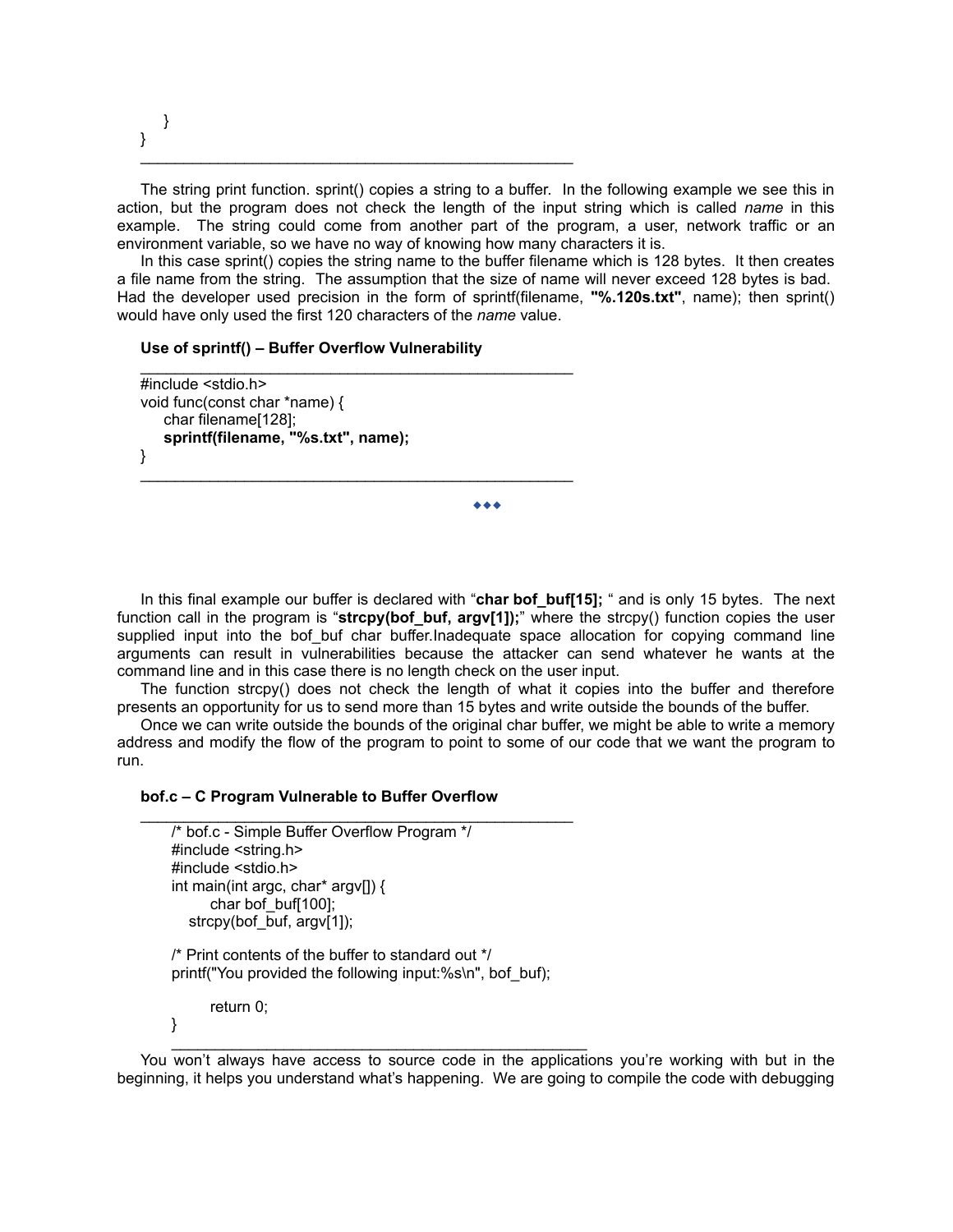```
    }
}
```

The string print function. sprint() copies a string to a buffer. In the following example we see this in action, but the program does not check the length of the input string which is called *name* in this example. The string could come from another part of the program, a user, network traffic or an environment variable, so we have no way of knowing how many characters it is.

In this case sprint() copies the string name to the buffer filename which is 128 bytes. It then creates a file name from the string. The assumption that the size of name will never exceed 128 bytes is bad. Had the developer used precision in the form of sprintf(filename, **"%.120s.txt"**, name); then sprint() would have only used the first 120 characters of the *name* value.

**Use of sprintf() – Buffer Overflow Vulnerability**

```
#include <stdio.h>
void func(const char *name) {
    char filename[128];
    sprintf(filename, "%s.txt", name);
}
```

◆◆◆

In this final example our buffer is declared with "**char bof_buf[15];** " and is only 15 bytes. The next function call in the program is "**strcpy(bof_buf, argv[1]);**" where the strcpy() function copies the user supplied input into the bof_buf char buffer.Inadequate space allocation for copying command line arguments can result in vulnerabilities because the attacker can send whatever he wants at the command line and in this case there is no length check on the user input.

The function strcpy() does not check the length of what it copies into the buffer and therefore presents an opportunity for us to send more than 15 bytes and write outside the bounds of the buffer.

Once we can write outside the bounds of the original char buffer, we might be able to write a memory address and modify the flow of the program to point to some of our code that we want the program to run.

**bof.c – C Program Vulnerable to Buffer Overflow**

```
/* bof.c - Simple Buffer Overflow Program */
#include <string.h>
#include <stdio.h>
int main(int argc, char* argv[]) {
       char bof_buf[100];
   strcpy(bof_buf, argv[1]);

/* Print contents of the buffer to standard out */
printf("You provided the following input:%s\n", bof_buf);

       return 0;
}
```

You won't always have access to source code in the applications you're working with but in the beginning, it helps you understand what's happening. We are going to compile the code with debugging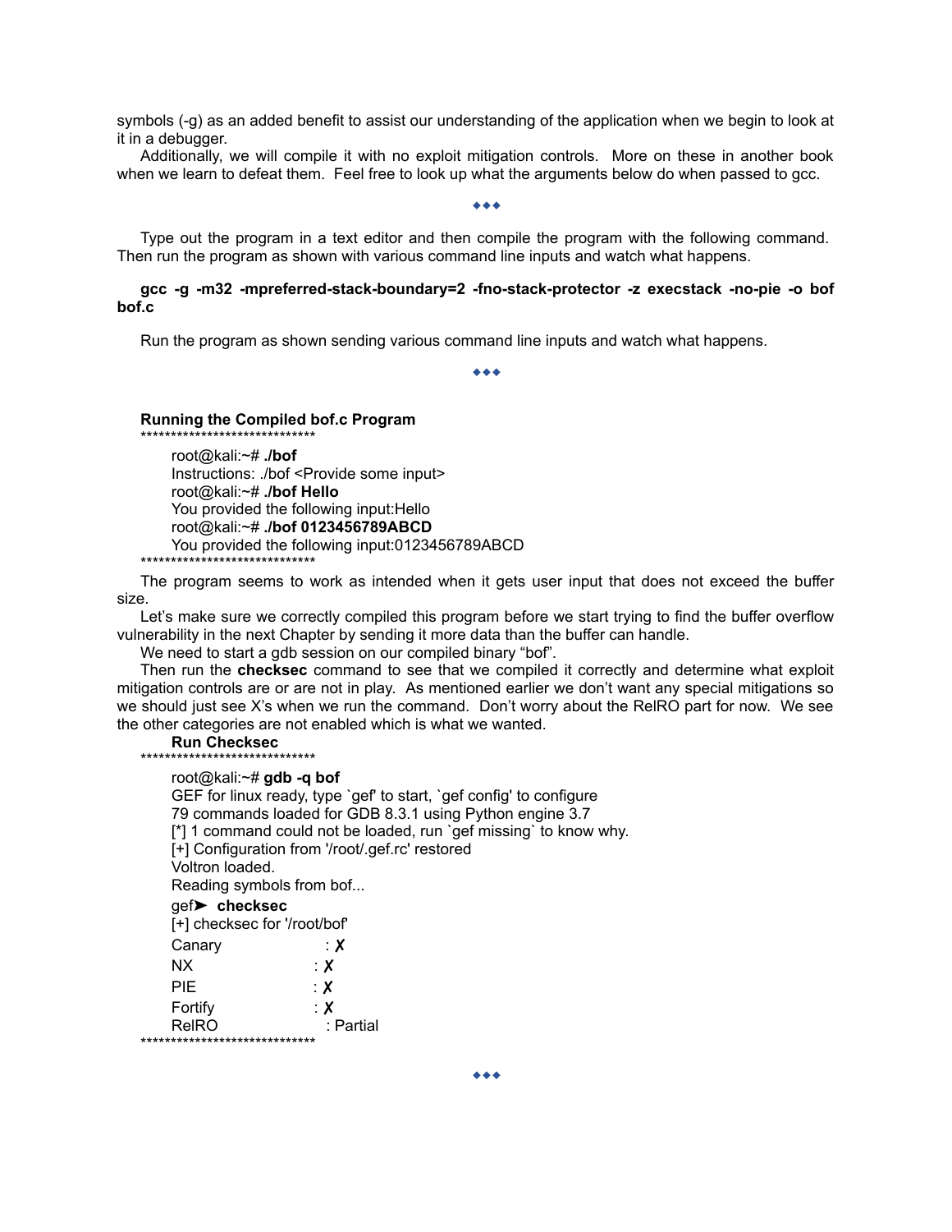symbols (-g) as an added benefit to assist our understanding of the application when we begin to look at it in a debugger.

Additionally, we will compile it with no exploit mitigation controls. More on these in another book when we learn to defeat them. Feel free to look up what the arguments below do when passed to gcc.

◆◆◆

Type out the program in a text editor and then compile the program with the following command. Then run the program as shown with various command line inputs and watch what happens.

**gcc -g -m32 -mpreferred-stack-boundary=2 -fno-stack-protector -z execstack -no-pie -o bof bof.c**

Run the program as shown sending various command line inputs and watch what happens.

◆◆◆

**Running the Compiled bof.c Program**

```
******************************
root@kali:~# ./bof
Instructions: ./bof <Provide some input>
root@kali:~# ./bof Hello
You provided the following input:Hello
root@kali:~# ./bof 0123456789ABCD
You provided the following input:0123456789ABCD
******************************
```

The program seems to work as intended when it gets user input that does not exceed the buffer size.

Let's make sure we correctly compiled this program before we start trying to find the buffer overflow vulnerability in the next Chapter by sending it more data than the buffer can handle.

We need to start a gdb session on our compiled binary "bof".

Then run the **checksec** command to see that we compiled it correctly and determine what exploit mitigation controls are or are not in play. As mentioned earlier we don't want any special mitigations so we should just see X's when we run the command. Don't worry about the RelRO part for now. We see the other categories are not enabled which is what we wanted.

**Run Checksec**

```
******************************
root@kali:~# gdb -q bof
GEF for linux ready, type `gef' to start, `gef config' to configure
79 commands loaded for GDB 8.3.1 using Python engine 3.7
[*] 1 command could not be loaded, run `gef missing` to know why.
[+] Configuration from '/root/.gef.rc' restored
Voltron loaded.
Reading symbols from bof...
gef➤  checksec
[+] checksec for '/root/bof'
Canary                        : ✗
NX                            : ✗
PIE                           : ✗
Fortify                       : ✗
RelRO                         : Partial
******************************
```

◆◆◆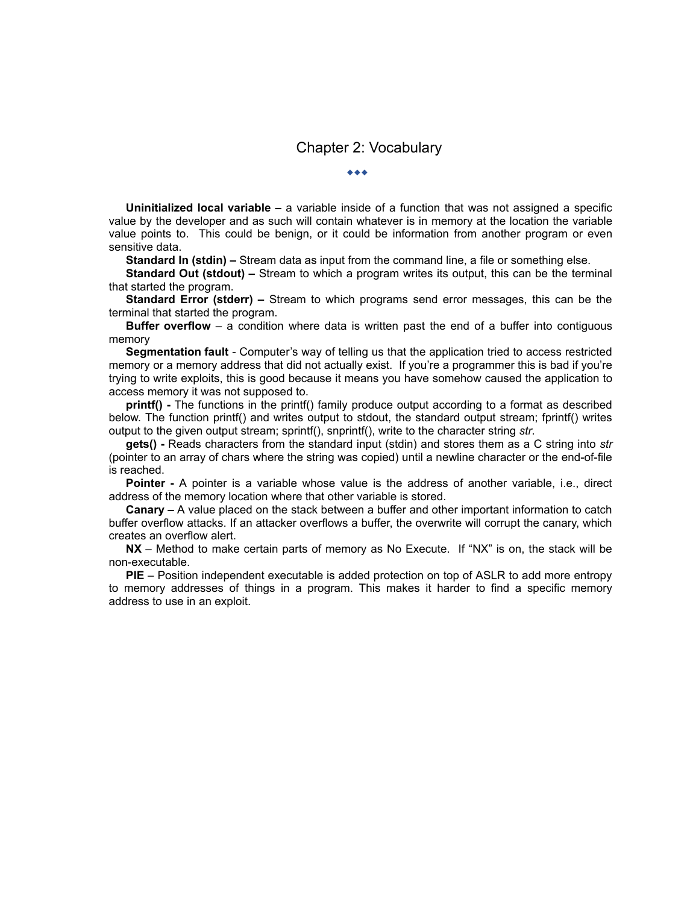# Chapter 2: Vocabulary

◆◆◆

**Uninitialized local variable –** a variable inside of a function that was not assigned a specific value by the developer and as such will contain whatever is in memory at the location the variable value points to. This could be benign, or it could be information from another program or even sensitive data.

**Standard In (stdin) –** Stream data as input from the command line, a file or something else.

**Standard Out (stdout) –** Stream to which a program writes its output, this can be the terminal that started the program.

**Standard Error (stderr) –** Stream to which programs send error messages, this can be the terminal that started the program.

**Buffer overflow** – a condition where data is written past the end of a buffer into contiguous memory

**Segmentation fault** - Computer's way of telling us that the application tried to access restricted memory or a memory address that did not actually exist. If you're a programmer this is bad if you're trying to write exploits, this is good because it means you have somehow caused the application to access memory it was not supposed to.

**printf() -** The functions in the printf() family produce output according to a format as described below. The function printf() and writes output to stdout, the standard output stream; fprintf() writes output to the given output stream; sprintf(), snprintf(), write to the character string *str*.

**gets() -** Reads characters from the standard input (stdin) and stores them as a C string into *str* (pointer to an array of chars where the string was copied) until a newline character or the end-of-file is reached.

**Pointer -** A pointer is a variable whose value is the address of another variable, i.e., direct address of the memory location where that other variable is stored.

**Canary –** A value placed on the stack between a buffer and other important information to catch buffer overflow attacks. If an attacker overflows a buffer, the overwrite will corrupt the canary, which creates an overflow alert.

**NX** – Method to make certain parts of memory as No Execute. If "NX" is on, the stack will be non-executable.

**PIE** – Position independent executable is added protection on top of ASLR to add more entropy to memory addresses of things in a program. This makes it harder to find a specific memory address to use in an exploit.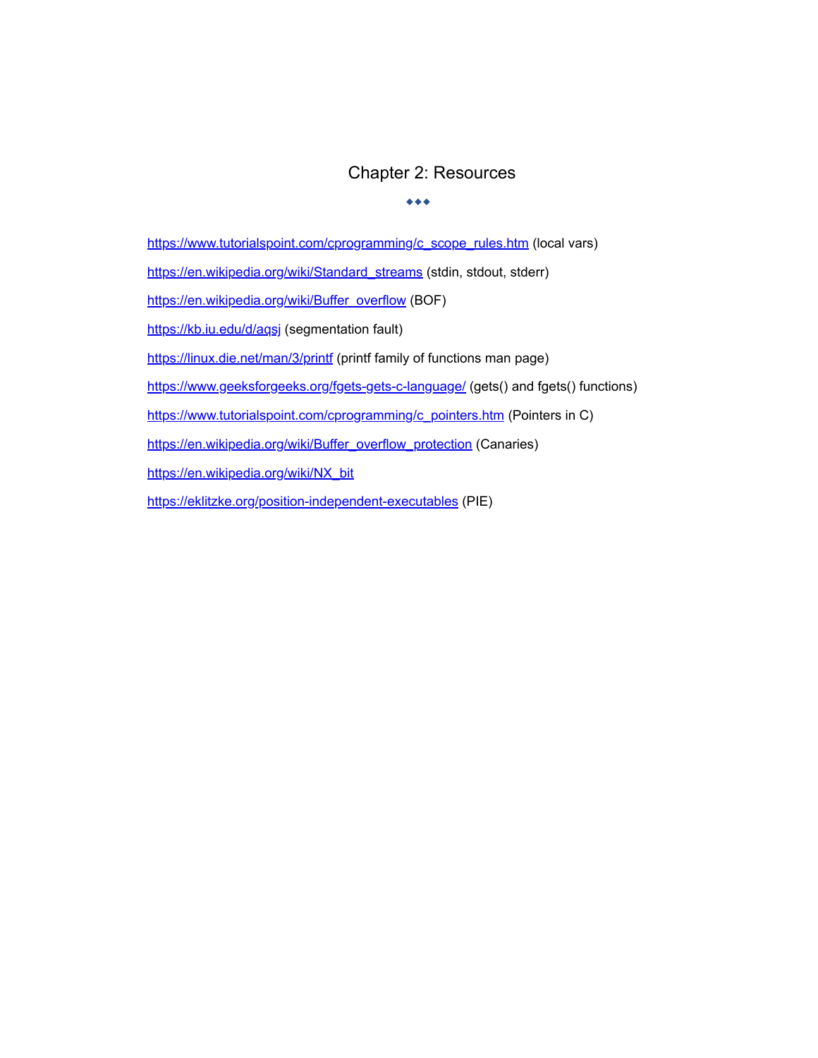# Chapter 2: Resources

◆◆◆

https://www.tutorialspoint.com/cprogramming/c_scope_rules.htm (local vars)

https://en.wikipedia.org/wiki/Standard_streams (stdin, stdout, stderr)

https://en.wikipedia.org/wiki/Buffer_overflow (BOF)

https://kb.iu.edu/d/aqsj (segmentation fault)

https://linux.die.net/man/3/printf (printf family of functions man page)

https://www.geeksforgeeks.org/fgets-gets-c-language/ (gets() and fgets() functions)

https://www.tutorialspoint.com/cprogramming/c_pointers.htm (Pointers in C)

https://en.wikipedia.org/wiki/Buffer_overflow_protection (Canaries)

https://en.wikipedia.org/wiki/NX_bit

https://eklitzke.org/position-independent-executables (PIE)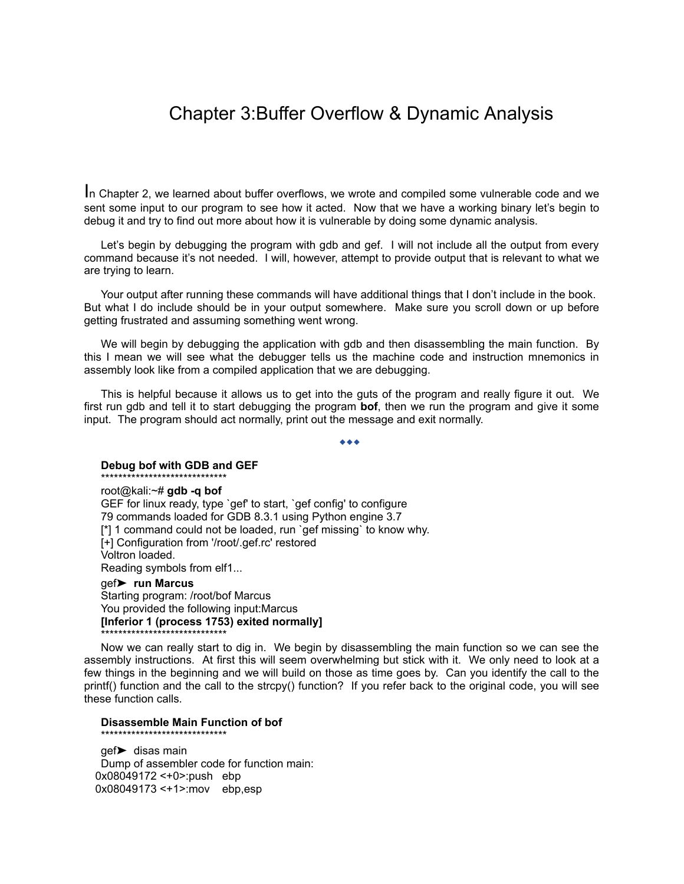# Chapter 3:Buffer Overflow & Dynamic Analysis

In Chapter 2, we learned about buffer overflows, we wrote and compiled some vulnerable code and we sent some input to our program to see how it acted. Now that we have a working binary let's begin to debug it and try to find out more about how it is vulnerable by doing some dynamic analysis.

Let's begin by debugging the program with gdb and gef. I will not include all the output from every command because it's not needed. I will, however, attempt to provide output that is relevant to what we are trying to learn.

Your output after running these commands will have additional things that I don't include in the book. But what I do include should be in your output somewhere. Make sure you scroll down or up before getting frustrated and assuming something went wrong.

We will begin by debugging the application with gdb and then disassembling the main function. By this I mean we will see what the debugger tells us the machine code and instruction mnemonics in assembly look like from a compiled application that we are debugging.

This is helpful because it allows us to get into the guts of the program and really figure it out. We first run gdb and tell it to start debugging the program **bof**, then we run the program and give it some input. The program should act normally, print out the message and exit normally.

◆◆◆

**Debug bof with GDB and GEF**

```
*****************************
root@kali:~# gdb -q bof
GEF for linux ready, type `gef' to start, `gef config' to configure
79 commands loaded for GDB 8.3.1 using Python engine 3.7
[*] 1 command could not be loaded, run `gef missing` to know why.
[+] Configuration from '/root/.gef.rc' restored
Voltron loaded.
Reading symbols from elf1...
gef➤  run Marcus
Starting program: /root/bof Marcus
You provided the following input:Marcus
[Inferior 1 (process 1753) exited normally]
*****************************
```

Now we can really start to dig in. We begin by disassembling the main function so we can see the assembly instructions. At first this will seem overwhelming but stick with it. We only need to look at a few things in the beginning and we will build on those as time goes by. Can you identify the call to the printf() function and the call to the strcpy() function? If you refer back to the original code, you will see these function calls.

**Disassemble Main Function of bof**

```
*****************************

gef➤  disas main
Dump of assembler code for function main:
0x08049172 <+0>:push   ebp
0x08049173 <+1>:mov    ebp,esp
```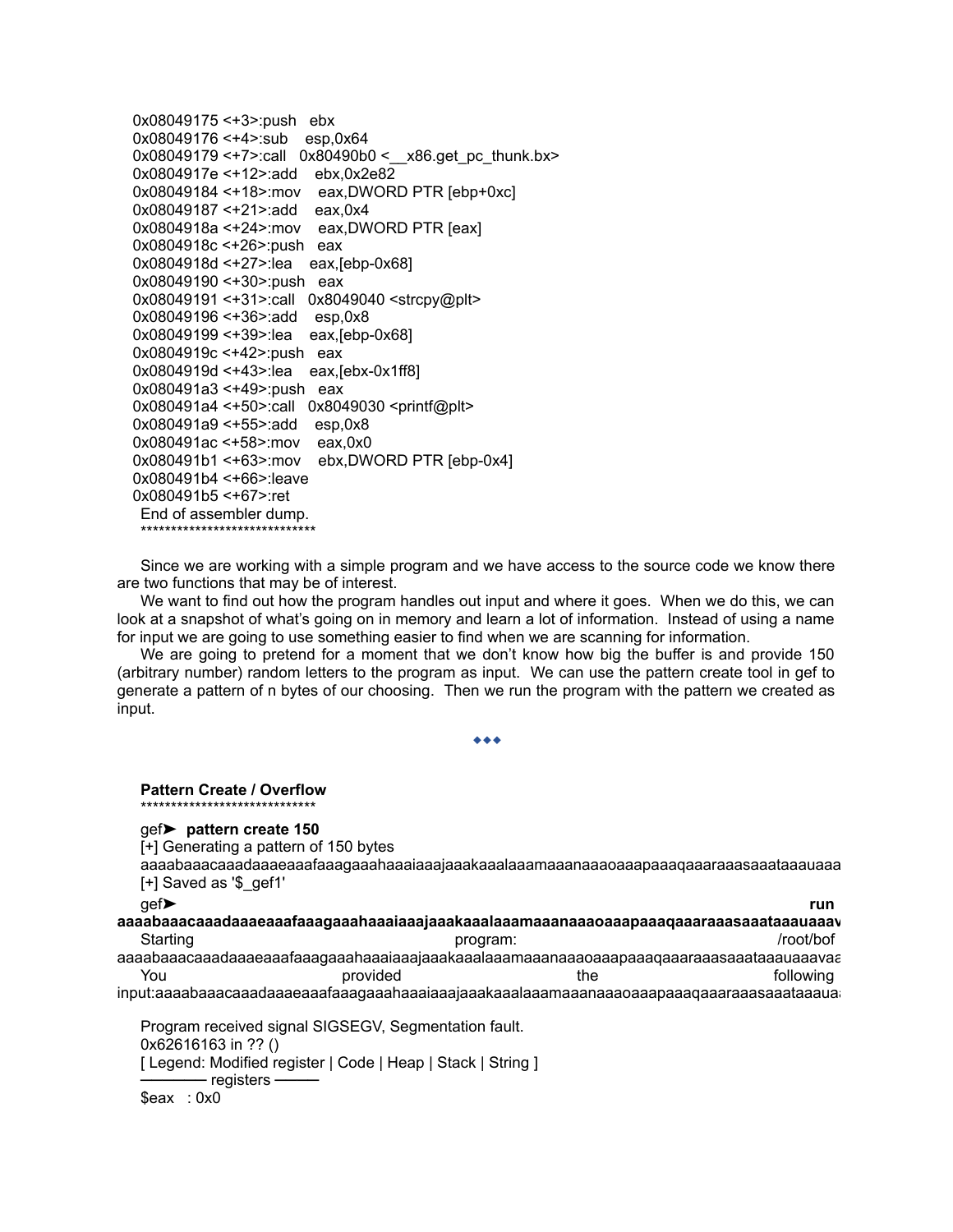```
0x08049175 <+3>:push   ebx
0x08049176 <+4>:sub    esp,0x64
0x08049179 <+7>:call   0x80490b0 <__x86.get_pc_thunk.bx>
0x0804917e <+12>:add   ebx,0x2e82
0x08049184 <+18>:mov   eax,DWORD PTR [ebp+0xc]
0x08049187 <+21>:add   eax,0x4
0x0804918a <+24>:mov   eax,DWORD PTR [eax]
0x0804918c <+26>:push  eax
0x0804918d <+27>:lea   eax,[ebp-0x68]
0x08049190 <+30>:push  eax
0x08049191 <+31>:call  0x8049040 <strcpy@plt>
0x08049196 <+36>:add   esp,0x8
0x08049199 <+39>:lea   eax,[ebp-0x68]
0x0804919c <+42>:push  eax
0x0804919d <+43>:lea   eax,[ebx-0x1ff8]
0x080491a3 <+49>:push  eax
0x080491a4 <+50>:call  0x8049030 <printf@plt>
0x080491a9 <+55>:add   esp,0x8
0x080491ac <+58>:mov   eax,0x0
0x080491b1 <+63>:mov   ebx,DWORD PTR [ebp-0x4]
0x080491b4 <+66>:leave
0x080491b5 <+67>:ret
End of assembler dump.
******************************
```

Since we are working with a simple program and we have access to the source code we know there are two functions that may be of interest.

We want to find out how the program handles out input and where it goes. When we do this, we can look at a snapshot of what's going on in memory and learn a lot of information. Instead of using a name for input we are going to use something easier to find when we are scanning for information.

We are going to pretend for a moment that we don't know how big the buffer is and provide 150 (arbitrary number) random letters to the program as input. We can use the pattern create tool in gef to generate a pattern of n bytes of our choosing. Then we run the program with the pattern we created as input.

◆◆◆

**Pattern Create / Overflow**

```
******************************
gef➤ pattern create 150
[+] Generating a pattern of 150 bytes
aaaabaaacaaadaaaeaaafaaagaaahaaaiaaajaaakaaalaaamaaanaaaoaaapaaaqaaaraaasaaataaauaaa
[+] Saved as '$_gef1'
gef➤ run
aaaabaaacaaadaaaeaaafaaagaaahaaaiaaajaaakaaalaaamaaanaaaoaaapaaaqaaaraaasaaataaauaaav
Starting program: /root/bof
aaaabaaacaaadaaaeaaafaaagaaahaaaiaaajaaakaaalaaamaaanaaaoaaapaaaqaaaraaasaaataaauaaavaa
You provided the following
input:aaaabaaacaaadaaaeaaafaaagaaahaaaiaaajaaakaaalaaamaaanaaaoaaapaaaqaaaraaasaaataaaua

Program received signal SIGSEGV, Segmentation fault.
0x62616163 in ?? ()
[ Legend: Modified register | Code | Heap | Stack | String ]
───────── registers ─────
$eax   : 0x0
```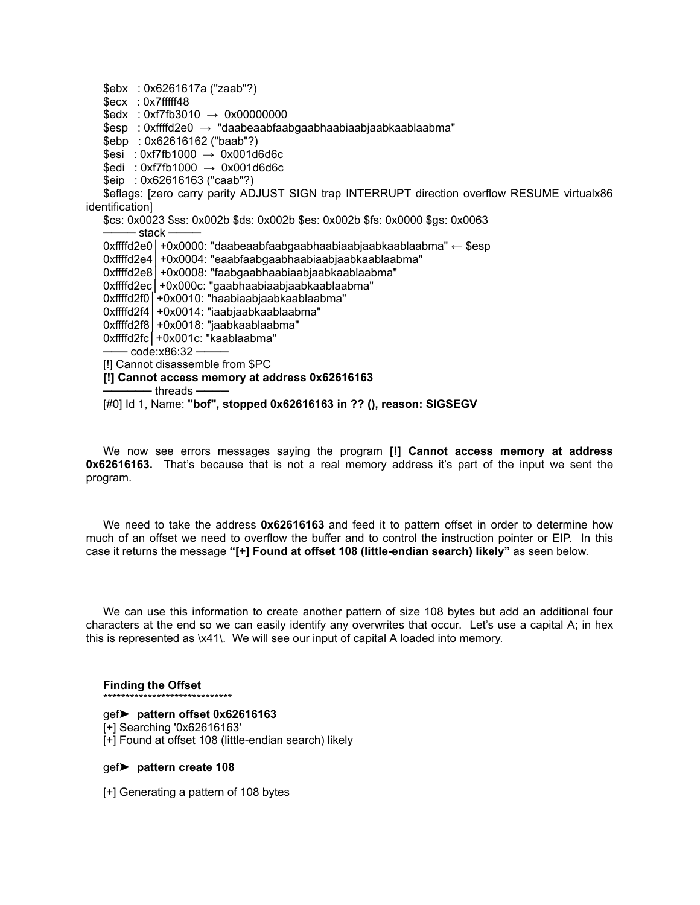```
$ebx   : 0x6261617a ("zaab"?)
$ecx   : 0x7fffff48
$edx   : 0xf7fb3010  →  0x00000000
$esp   : 0xffffd2e0  →  "daabeaabfaabgaabhaabiaabjaabkaablaabma"
$ebp   : 0x62616162 ("baab"?)
$esi   : 0xf7fb1000  →  0x001d6d6c
$edi   : 0xf7fb1000  →  0x001d6d6c
$eip   : 0x62616163 ("caab"?)
$eflags: [zero carry parity ADJUST SIGN trap INTERRUPT direction overflow RESUME virtualx86 identification]
$cs: 0x0023 $ss: 0x002b $ds: 0x002b $es: 0x002b $fs: 0x0000 $gs: 0x0063
──── stack ────
0xffffd2e0│+0x0000: "daabeaabfaabgaabhaabiaabjaabkaablaabma" ← $esp
0xffffd2e4│+0x0004: "eaabfaabgaabhaabiaabjaabkaablaabma"
0xffffd2e8│+0x0008: "faabgaabhaabiaabjaabkaablaabma"
0xffffd2ec│+0x000c: "gaabhaabiaabjaabkaablaabma"
0xffffd2f0│+0x0010: "haabiaabjaabkaablaabma"
0xffffd2f4│+0x0014: "iaabjaabkaablaabma"
0xffffd2f8│+0x0018: "jaabkaablaabma"
0xffffd2fc│+0x001c: "kaablaabma"
─── code:x86:32 ────
[!] Cannot disassemble from $PC
[!] Cannot access memory at address 0x62616163
───── threads ────
[#0] Id 1, Name: "bof", stopped 0x62616163 in ?? (), reason: SIGSEGV
```

We now see errors messages saying the program **[!] Cannot access memory at address 0x62616163.** That's because that is not a real memory address it's part of the input we sent the program.

We need to take the address **0x62616163** and feed it to pattern offset in order to determine how much of an offset we need to overflow the buffer and to control the instruction pointer or EIP. In this case it returns the message **"[+] Found at offset 108 (little-endian search) likely"** as seen below.

We can use this information to create another pattern of size 108 bytes but add an additional four characters at the end so we can easily identify any overwrites that occur. Let's use a capital A; in hex this is represented as \x41\. We will see our input of capital A loaded into memory.

**Finding the Offset**
****************************

```
gef➤  pattern offset 0x62616163
[+] Searching '0x62616163'
[+] Found at offset 108 (little-endian search) likely

gef➤  pattern create 108

[+] Generating a pattern of 108 bytes
```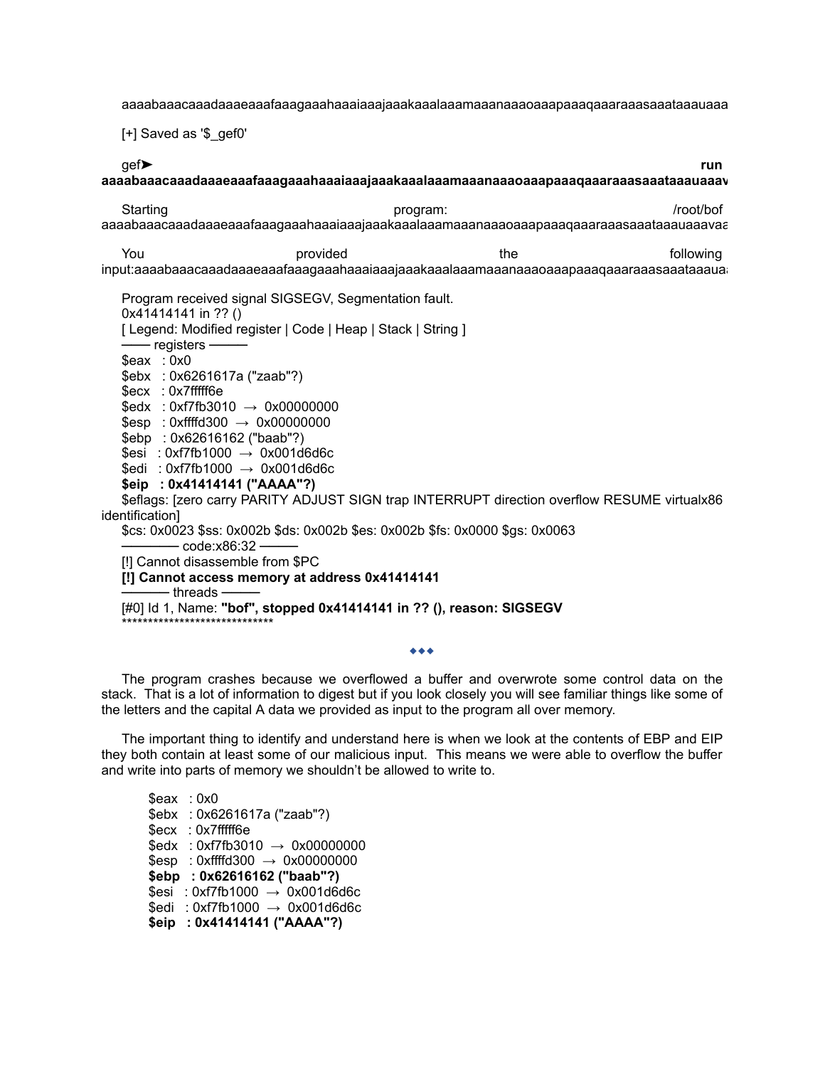```
aaaabaaacaaadaaaeaaafaaagaaahaaaiaaajaaakaaalaaamaaanaaaoaaapaaaqaaaraaasaaataaauaaa

[+] Saved as '$_gef0'

gef➤ run aaaabaaacaaadaaaeaaafaaagaaahaaaiaaajaaakaaalaaamaaanaaaoaaapaaaqaaaraaasaaataaauaaav

Starting program: /root/bof aaaabaaacaaadaaaeaaafaaagaaahaaaiaaajaaakaaalaaamaaanaaaoaaapaaaqaaaraaasaaataaauaaavaa

You provided the following input:aaaabaaacaaadaaaeaaafaaagaaahaaaiaaajaaakaaalaaamaaanaaaoaaapaaaqaaaraaasaaataaaua

Program received signal SIGSEGV, Segmentation fault.
0x41414141 in ?? ()
[ Legend: Modified register | Code | Heap | Stack | String ]
—— registers ———
$eax   : 0x0
$ebx   : 0x6261617a ("zaab"?)
$ecx   : 0x7ffffff6e
$edx   : 0xf7fb3010  →  0x00000000
$esp   : 0xffffd300  →  0x00000000
$ebp   : 0x62616162 ("baab"?)
$esi   : 0xf7fb1000  →  0x001d6d6c
$edi   : 0xf7fb1000  →  0x001d6d6c
$eip   : 0x41414141 ("AAAA"?)
$eflags: [zero carry PARITY ADJUST SIGN trap INTERRUPT direction overflow RESUME virtualx86 identification]
$cs: 0x0023 $ss: 0x002b $ds: 0x002b $es: 0x002b $fs: 0x0000 $gs: 0x0063
———— code:x86:32 ———
[!] Cannot disassemble from $PC
[!] Cannot access memory at address 0x41414141
——— threads ———
[#0] Id 1, Name: "bof", stopped 0x41414141 in ?? (), reason: SIGSEGV
*****************************
```

◆◆◆

The program crashes because we overflowed a buffer and overwrote some control data on the stack. That is a lot of information to digest but if you look closely you will see familiar things like some of the letters and the capital A data we provided as input to the program all over memory.

The important thing to identify and understand here is when we look at the contents of EBP and EIP they both contain at least some of our malicious input. This means we were able to overflow the buffer and write into parts of memory we shouldn't be allowed to write to.

```
$eax   : 0x0
$ebx   : 0x6261617a ("zaab"?)
$ecx   : 0x7ffffff6e
$edx   : 0xf7fb3010  →  0x00000000
$esp   : 0xffffd300  →  0x00000000
$ebp   : 0x62616162 ("baab"?)
$esi   : 0xf7fb1000  →  0x001d6d6c
$edi   : 0xf7fb1000  →  0x001d6d6c
$eip   : 0x41414141 ("AAAA"?)
```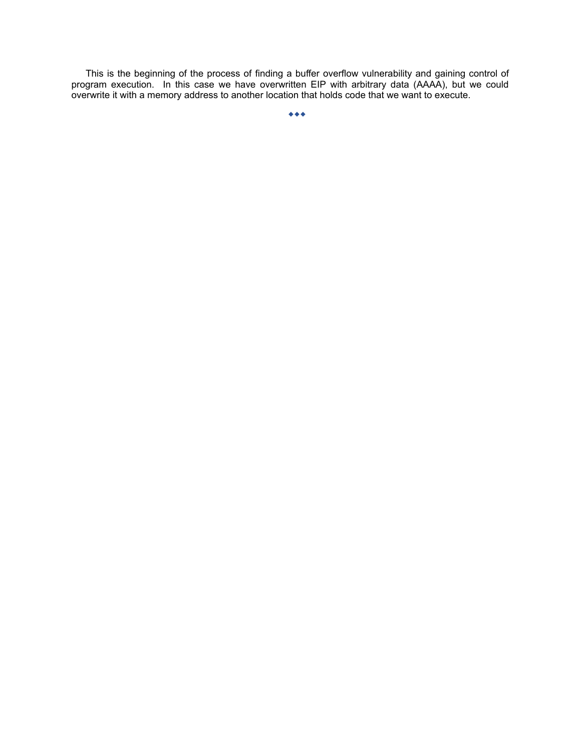This is the beginning of the process of finding a buffer overflow vulnerability and gaining control of program execution. In this case we have overwritten EIP with arbitrary data (AAAA), but we could overwrite it with a memory address to another location that holds code that we want to execute.

◆◆◆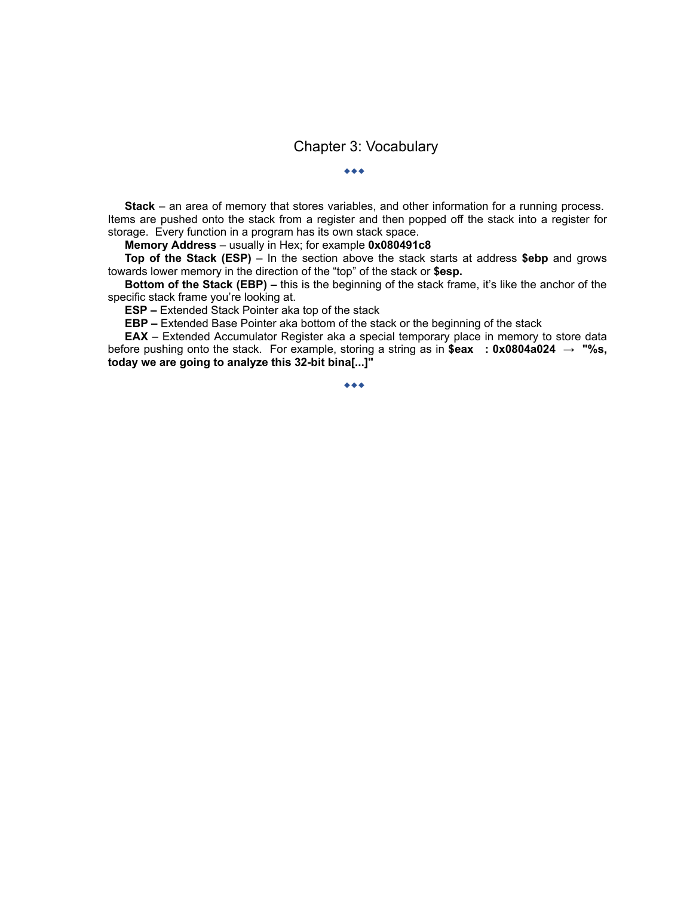# Chapter 3: Vocabulary

◆◆◆

**Stack** – an area of memory that stores variables, and other information for a running process. Items are pushed onto the stack from a register and then popped off the stack into a register for storage. Every function in a program has its own stack space.

**Memory Address** – usually in Hex; for example **0x080491c8**

**Top of the Stack (ESP)** – In the section above the stack starts at address **$ebp** and grows towards lower memory in the direction of the “top” of the stack or **$esp.**

**Bottom of the Stack (EBP) –** this is the beginning of the stack frame, it’s like the anchor of the specific stack frame you’re looking at.

**ESP –** Extended Stack Pointer aka top of the stack

**EBP –** Extended Base Pointer aka bottom of the stack or the beginning of the stack

**EAX** – Extended Accumulator Register aka a special temporary place in memory to store data before pushing onto the stack. For example, storing a string as in **$eax : 0x0804a024 → "%s, today we are going to analyze this 32-bit bina[...]"**

◆◆◆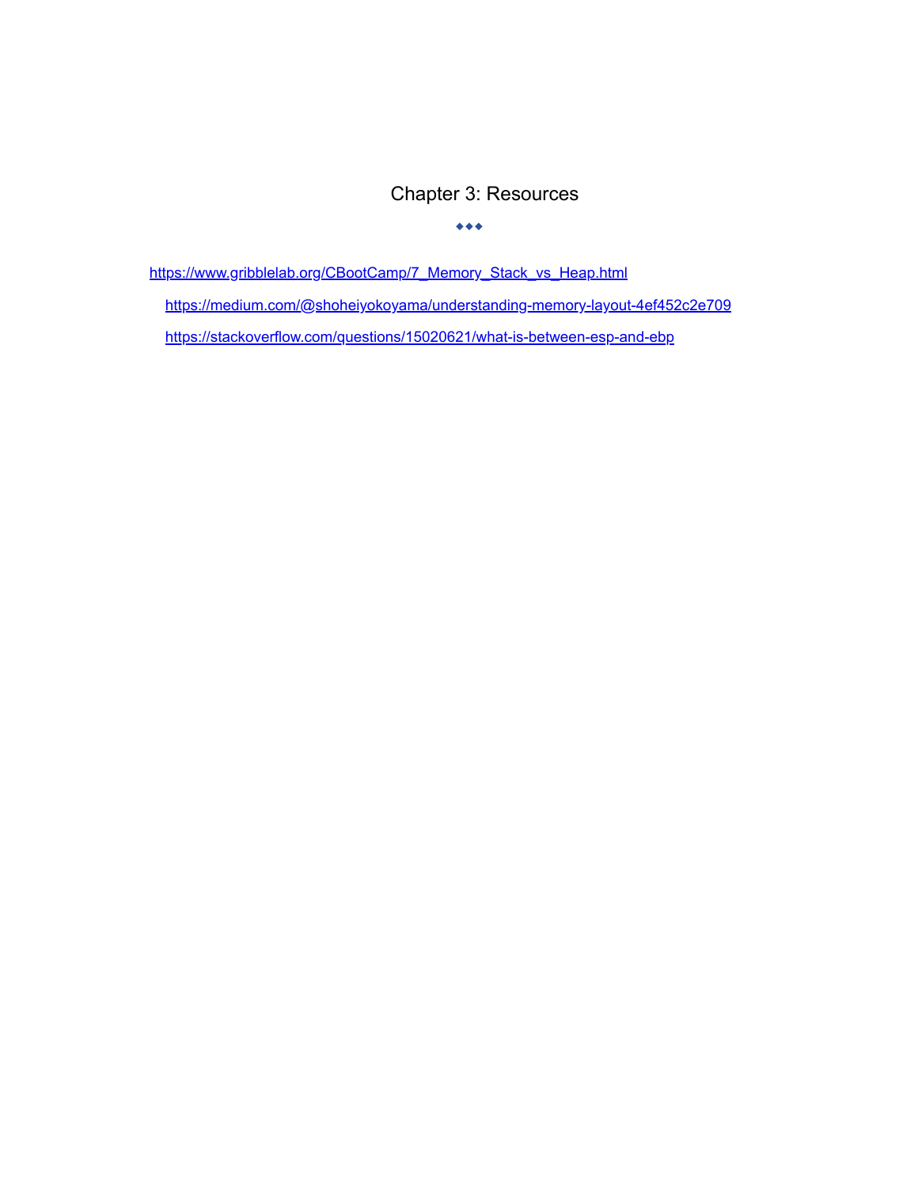# Chapter 3: Resources

◆◆◆

https://www.gribblelab.org/CBootCamp/7_Memory_Stack_vs_Heap.html

https://medium.com/@shoheiyokoyama/understanding-memory-layout-4ef452c2e709

https://stackoverflow.com/questions/15020621/what-is-between-esp-and-ebp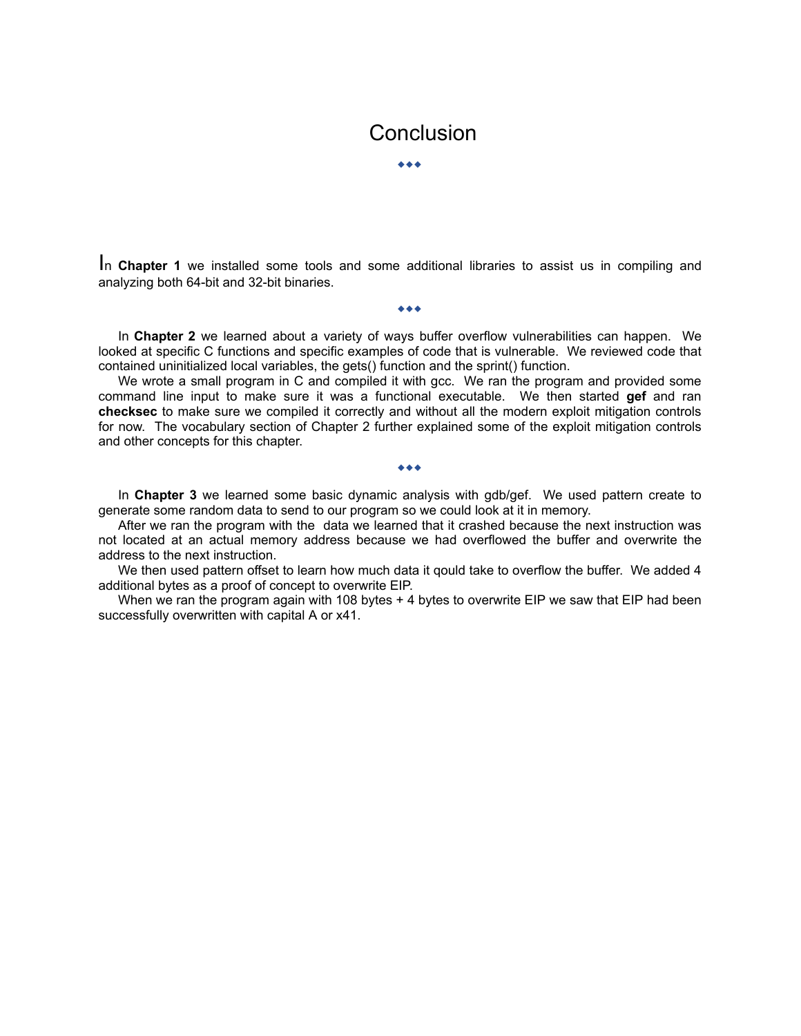# Conclusion

◆◆◆

In **Chapter 1** we installed some tools and some additional libraries to assist us in compiling and analyzing both 64-bit and 32-bit binaries.

◆◆◆

In **Chapter 2** we learned about a variety of ways buffer overflow vulnerabilities can happen. We looked at specific C functions and specific examples of code that is vulnerable. We reviewed code that contained uninitialized local variables, the gets() function and the sprint() function.

We wrote a small program in C and compiled it with gcc. We ran the program and provided some command line input to make sure it was a functional executable. We then started **gef** and ran **checksec** to make sure we compiled it correctly and without all the modern exploit mitigation controls for now. The vocabulary section of Chapter 2 further explained some of the exploit mitigation controls and other concepts for this chapter.

◆◆◆

In **Chapter 3** we learned some basic dynamic analysis with gdb/gef. We used pattern create to generate some random data to send to our program so we could look at it in memory.

After we ran the program with the data we learned that it crashed because the next instruction was not located at an actual memory address because we had overflowed the buffer and overwrite the address to the next instruction.

We then used pattern offset to learn how much data it qould take to overflow the buffer. We added 4 additional bytes as a proof of concept to overwrite EIP.

When we ran the program again with 108 bytes + 4 bytes to overwrite EIP we saw that EIP had been successfully overwritten with capital A or x41.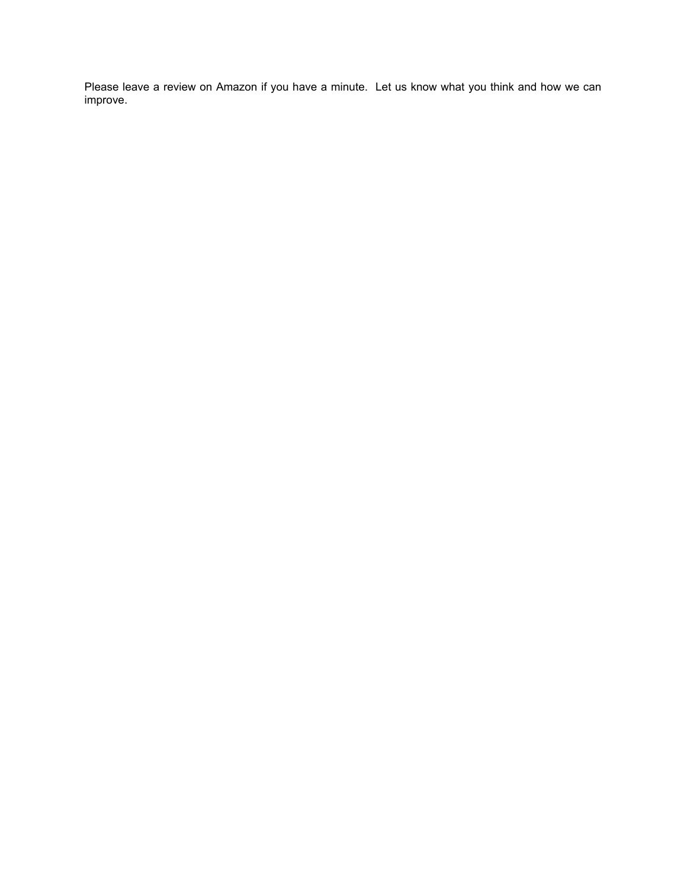Please leave a review on Amazon if you have a minute. Let us know what you think and how we can improve.